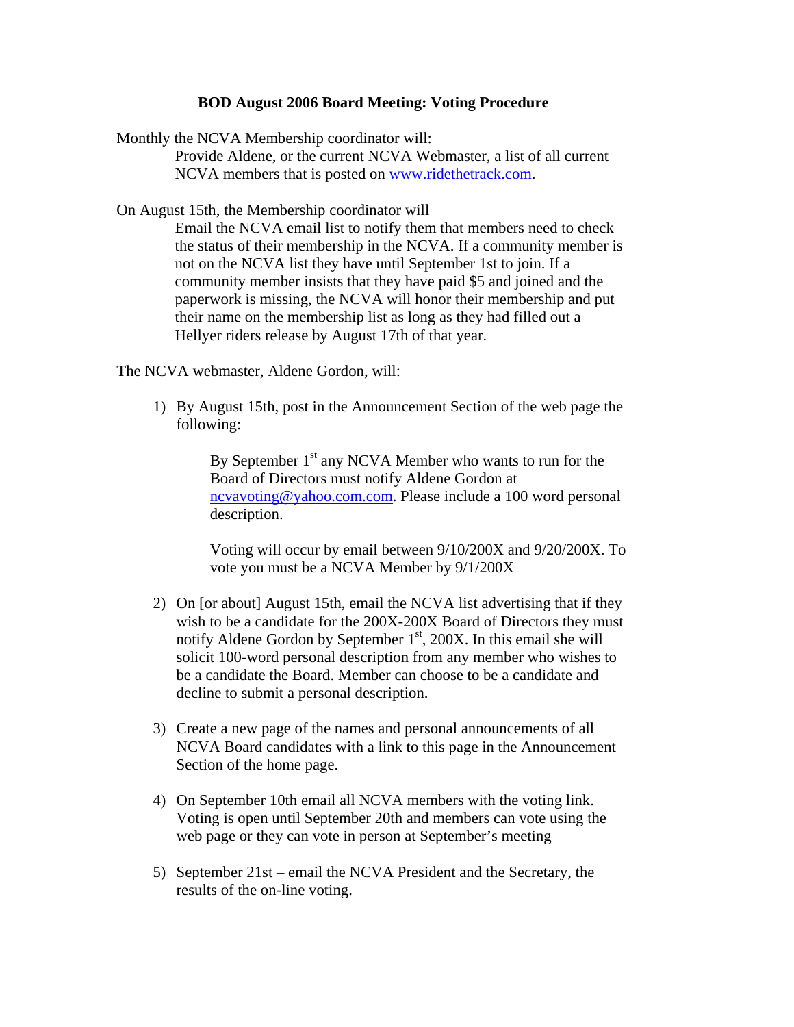**BOD August 2006 Board Meeting: Voting Procedure**

Monthly the NCVA Membership coordinator will:

Provide Aldene, or the current NCVA Webmaster, a list of all current NCVA members that is posted on www.ridethetrack.com.

On August 15th, the Membership coordinator will

Email the NCVA email list to notify them that members need to check the status of their membership in the NCVA. If a community member is not on the NCVA list they have until September 1st to join. If a community member insists that they have paid $5 and joined and the paperwork is missing, the NCVA will honor their membership and put their name on the membership list as long as they had filled out a Hellyer riders release by August 17th of that year.

The NCVA webmaster, Aldene Gordon, will:

1) By August 15th, post in the Announcement Section of the web page the following:

   By September 1st any NCVA Member who wants to run for the Board of Directors must notify Aldene Gordon at ncvavoting@yahoo.com.com. Please include a 100 word personal description.

   Voting will occur by email between 9/10/200X and 9/20/200X. To vote you must be a NCVA Member by 9/1/200X

2) On [or about] August 15th, email the NCVA list advertising that if they wish to be a candidate for the 200X-200X Board of Directors they must notify Aldene Gordon by September 1st, 200X. In this email she will solicit 100-word personal description from any member who wishes to be a candidate the Board. Member can choose to be a candidate and decline to submit a personal description.

3) Create a new page of the names and personal announcements of all NCVA Board candidates with a link to this page in the Announcement Section of the home page.

4) On September 10th email all NCVA members with the voting link. Voting is open until September 20th and members can vote using the web page or they can vote in person at September's meeting

5) September 21st – email the NCVA President and the Secretary, the results of the on-line voting.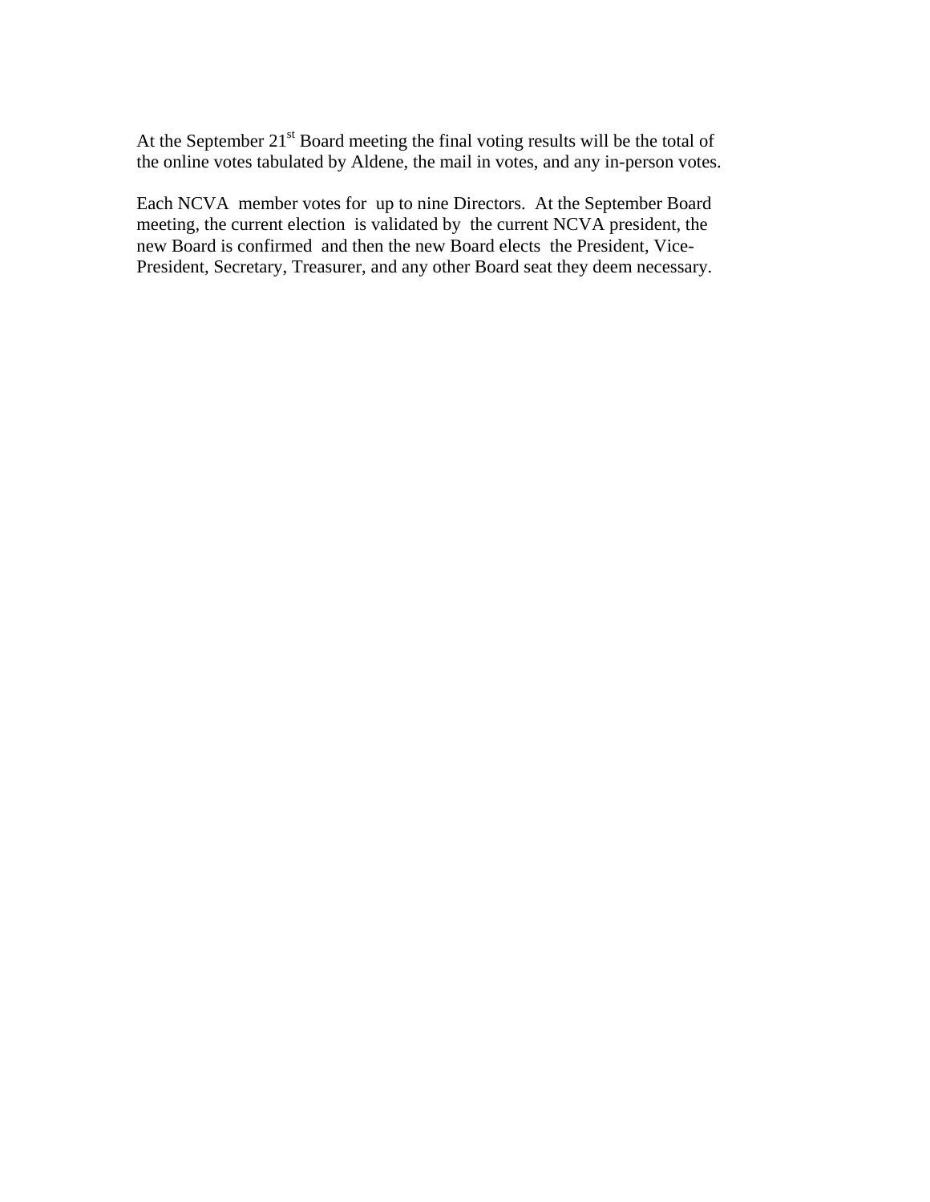At the September 21st Board meeting the final voting results will be the total of the online votes tabulated by Aldene, the mail in votes, and any in-person votes.

Each NCVA member votes for up to nine Directors. At the September Board meeting, the current election is validated by the current NCVA president, the new Board is confirmed and then the new Board elects the President, Vice-President, Secretary, Treasurer, and any other Board seat they deem necessary.